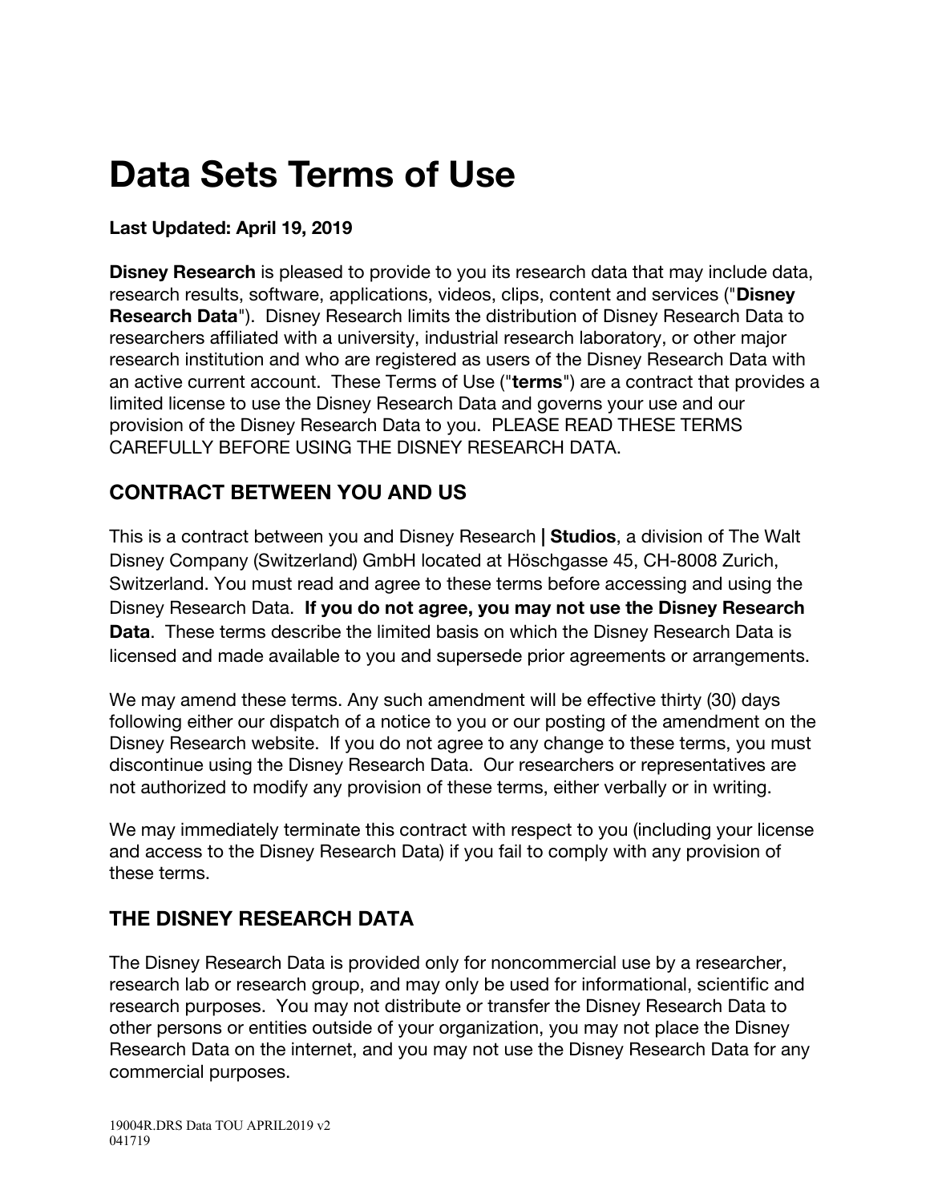# Data Sets Terms of Use

**Last Updated: April 19, 2019**

**Disney Research** is pleased to provide to you its research data that may include data, research results, software, applications, videos, clips, content and services ("**Disney Research Data**"). Disney Research limits the distribution of Disney Research Data to researchers affiliated with a university, industrial research laboratory, or other major research institution and who are registered as users of the Disney Research Data with an active current account. These Terms of Use ("**terms**") are a contract that provides a limited license to use the Disney Research Data and governs your use and our provision of the Disney Research Data to you. PLEASE READ THESE TERMS CAREFULLY BEFORE USING THE DISNEY RESEARCH DATA.

## CONTRACT BETWEEN YOU AND US

This is a contract between you and Disney Research **| Studios**, a division of The Walt Disney Company (Switzerland) GmbH located at Höschgasse 45, CH-8008 Zurich, Switzerland. You must read and agree to these terms before accessing and using the Disney Research Data. **If you do not agree, you may not use the Disney Research Data**. These terms describe the limited basis on which the Disney Research Data is licensed and made available to you and supersede prior agreements or arrangements.

We may amend these terms. Any such amendment will be effective thirty (30) days following either our dispatch of a notice to you or our posting of the amendment on the Disney Research website. If you do not agree to any change to these terms, you must discontinue using the Disney Research Data. Our researchers or representatives are not authorized to modify any provision of these terms, either verbally or in writing.

We may immediately terminate this contract with respect to you (including your license and access to the Disney Research Data) if you fail to comply with any provision of these terms.

## THE DISNEY RESEARCH DATA

The Disney Research Data is provided only for noncommercial use by a researcher, research lab or research group, and may only be used for informational, scientific and research purposes. You may not distribute or transfer the Disney Research Data to other persons or entities outside of your organization, you may not place the Disney Research Data on the internet, and you may not use the Disney Research Data for any commercial purposes.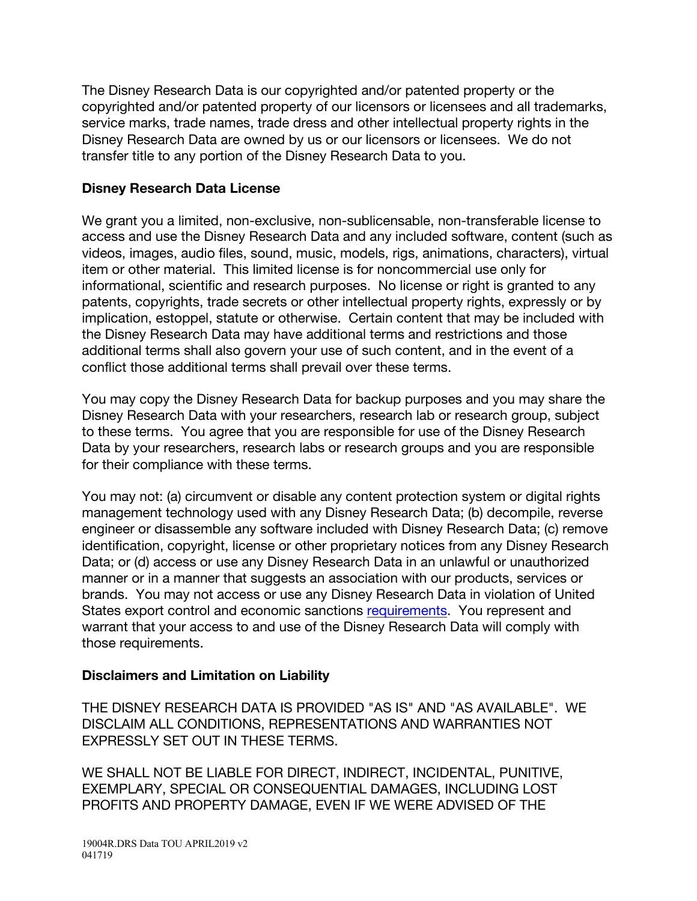The Disney Research Data is our copyrighted and/or patented property or the copyrighted and/or patented property of our licensors or licensees and all trademarks, service marks, trade names, trade dress and other intellectual property rights in the Disney Research Data are owned by us or our licensors or licensees. We do not transfer title to any portion of the Disney Research Data to you.

**Disney Research Data License**

We grant you a limited, non-exclusive, non-sublicensable, non-transferable license to access and use the Disney Research Data and any included software, content (such as videos, images, audio files, sound, music, models, rigs, animations, characters), virtual item or other material. This limited license is for noncommercial use only for informational, scientific and research purposes. No license or right is granted to any patents, copyrights, trade secrets or other intellectual property rights, expressly or by implication, estoppel, statute or otherwise. Certain content that may be included with the Disney Research Data may have additional terms and restrictions and those additional terms shall also govern your use of such content, and in the event of a conflict those additional terms shall prevail over these terms.

You may copy the Disney Research Data for backup purposes and you may share the Disney Research Data with your researchers, research lab or research group, subject to these terms. You agree that you are responsible for use of the Disney Research Data by your researchers, research labs or research groups and you are responsible for their compliance with these terms.

You may not: (a) circumvent or disable any content protection system or digital rights management technology used with any Disney Research Data; (b) decompile, reverse engineer or disassemble any software included with Disney Research Data; (c) remove identification, copyright, license or other proprietary notices from any Disney Research Data; or (d) access or use any Disney Research Data in an unlawful or unauthorized manner or in a manner that suggests an association with our products, services or brands. You may not access or use any Disney Research Data in violation of United States export control and economic sanctions requirements. You represent and warrant that your access to and use of the Disney Research Data will comply with those requirements.

**Disclaimers and Limitation on Liability**

THE DISNEY RESEARCH DATA IS PROVIDED "AS IS" AND "AS AVAILABLE". WE DISCLAIM ALL CONDITIONS, REPRESENTATIONS AND WARRANTIES NOT EXPRESSLY SET OUT IN THESE TERMS.

WE SHALL NOT BE LIABLE FOR DIRECT, INDIRECT, INCIDENTAL, PUNITIVE, EXEMPLARY, SPECIAL OR CONSEQUENTIAL DAMAGES, INCLUDING LOST PROFITS AND PROPERTY DAMAGE, EVEN IF WE WERE ADVISED OF THE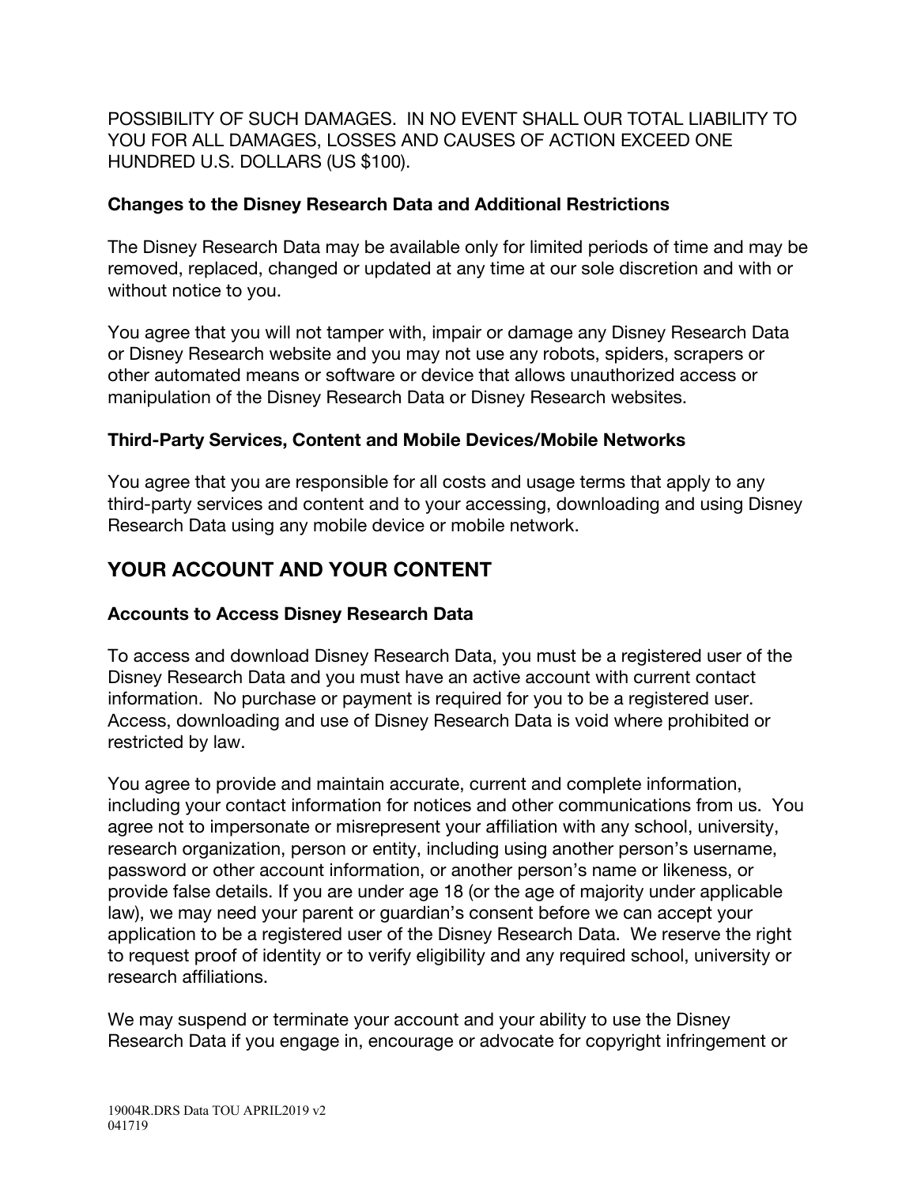POSSIBILITY OF SUCH DAMAGES. IN NO EVENT SHALL OUR TOTAL LIABILITY TO YOU FOR ALL DAMAGES, LOSSES AND CAUSES OF ACTION EXCEED ONE HUNDRED U.S. DOLLARS (US $100).

### Changes to the Disney Research Data and Additional Restrictions

The Disney Research Data may be available only for limited periods of time and may be removed, replaced, changed or updated at any time at our sole discretion and with or without notice to you.

You agree that you will not tamper with, impair or damage any Disney Research Data or Disney Research website and you may not use any robots, spiders, scrapers or other automated means or software or device that allows unauthorized access or manipulation of the Disney Research Data or Disney Research websites.

### Third-Party Services, Content and Mobile Devices/Mobile Networks

You agree that you are responsible for all costs and usage terms that apply to any third-party services and content and to your accessing, downloading and using Disney Research Data using any mobile device or mobile network.

## YOUR ACCOUNT AND YOUR CONTENT

### Accounts to Access Disney Research Data

To access and download Disney Research Data, you must be a registered user of the Disney Research Data and you must have an active account with current contact information. No purchase or payment is required for you to be a registered user. Access, downloading and use of Disney Research Data is void where prohibited or restricted by law.

You agree to provide and maintain accurate, current and complete information, including your contact information for notices and other communications from us. You agree not to impersonate or misrepresent your affiliation with any school, university, research organization, person or entity, including using another person's username, password or other account information, or another person's name or likeness, or provide false details. If you are under age 18 (or the age of majority under applicable law), we may need your parent or guardian's consent before we can accept your application to be a registered user of the Disney Research Data. We reserve the right to request proof of identity or to verify eligibility and any required school, university or research affiliations.

We may suspend or terminate your account and your ability to use the Disney Research Data if you engage in, encourage or advocate for copyright infringement or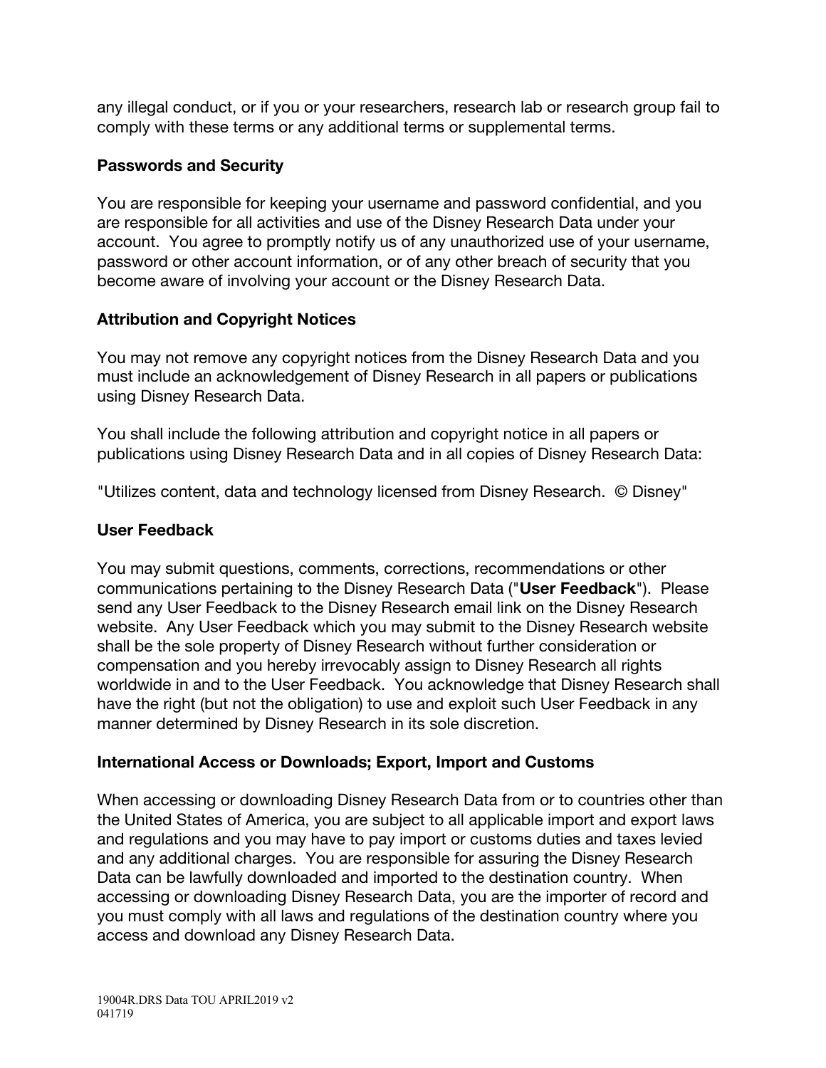any illegal conduct, or if you or your researchers, research lab or research group fail to comply with these terms or any additional terms or supplemental terms.

**Passwords and Security**

You are responsible for keeping your username and password confidential, and you are responsible for all activities and use of the Disney Research Data under your account. You agree to promptly notify us of any unauthorized use of your username, password or other account information, or of any other breach of security that you become aware of involving your account or the Disney Research Data.

**Attribution and Copyright Notices**

You may not remove any copyright notices from the Disney Research Data and you must include an acknowledgement of Disney Research in all papers or publications using Disney Research Data.

You shall include the following attribution and copyright notice in all papers or publications using Disney Research Data and in all copies of Disney Research Data:

"Utilizes content, data and technology licensed from Disney Research. © Disney"

**User Feedback**

You may submit questions, comments, corrections, recommendations or other communications pertaining to the Disney Research Data ("**User Feedback**"). Please send any User Feedback to the Disney Research email link on the Disney Research website. Any User Feedback which you may submit to the Disney Research website shall be the sole property of Disney Research without further consideration or compensation and you hereby irrevocably assign to Disney Research all rights worldwide in and to the User Feedback. You acknowledge that Disney Research shall have the right (but not the obligation) to use and exploit such User Feedback in any manner determined by Disney Research in its sole discretion.

**International Access or Downloads; Export, Import and Customs**

When accessing or downloading Disney Research Data from or to countries other than the United States of America, you are subject to all applicable import and export laws and regulations and you may have to pay import or customs duties and taxes levied and any additional charges. You are responsible for assuring the Disney Research Data can be lawfully downloaded and imported to the destination country. When accessing or downloading Disney Research Data, you are the importer of record and you must comply with all laws and regulations of the destination country where you access and download any Disney Research Data.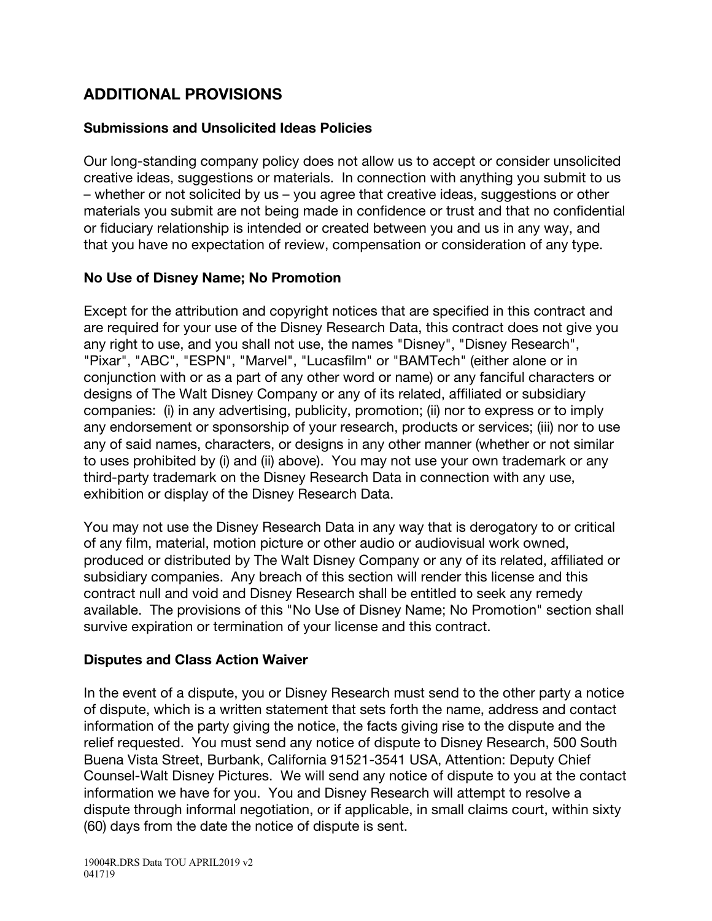## ADDITIONAL PROVISIONS

### Submissions and Unsolicited Ideas Policies

Our long-standing company policy does not allow us to accept or consider unsolicited creative ideas, suggestions or materials. In connection with anything you submit to us – whether or not solicited by us – you agree that creative ideas, suggestions or other materials you submit are not being made in confidence or trust and that no confidential or fiduciary relationship is intended or created between you and us in any way, and that you have no expectation of review, compensation or consideration of any type.

### No Use of Disney Name; No Promotion

Except for the attribution and copyright notices that are specified in this contract and are required for your use of the Disney Research Data, this contract does not give you any right to use, and you shall not use, the names "Disney", "Disney Research", "Pixar", "ABC", "ESPN", "Marvel", "Lucasfilm" or "BAMTech" (either alone or in conjunction with or as a part of any other word or name) or any fanciful characters or designs of The Walt Disney Company or any of its related, affiliated or subsidiary companies: (i) in any advertising, publicity, promotion; (ii) nor to express or to imply any endorsement or sponsorship of your research, products or services; (iii) nor to use any of said names, characters, or designs in any other manner (whether or not similar to uses prohibited by (i) and (ii) above). You may not use your own trademark or any third-party trademark on the Disney Research Data in connection with any use, exhibition or display of the Disney Research Data.

You may not use the Disney Research Data in any way that is derogatory to or critical of any film, material, motion picture or other audio or audiovisual work owned, produced or distributed by The Walt Disney Company or any of its related, affiliated or subsidiary companies. Any breach of this section will render this license and this contract null and void and Disney Research shall be entitled to seek any remedy available. The provisions of this "No Use of Disney Name; No Promotion" section shall survive expiration or termination of your license and this contract.

### Disputes and Class Action Waiver

In the event of a dispute, you or Disney Research must send to the other party a notice of dispute, which is a written statement that sets forth the name, address and contact information of the party giving the notice, the facts giving rise to the dispute and the relief requested. You must send any notice of dispute to Disney Research, 500 South Buena Vista Street, Burbank, California 91521-3541 USA, Attention: Deputy Chief Counsel-Walt Disney Pictures. We will send any notice of dispute to you at the contact information we have for you. You and Disney Research will attempt to resolve a dispute through informal negotiation, or if applicable, in small claims court, within sixty (60) days from the date the notice of dispute is sent.

19004R.DRS Data TOU APRIL2019 v2
041719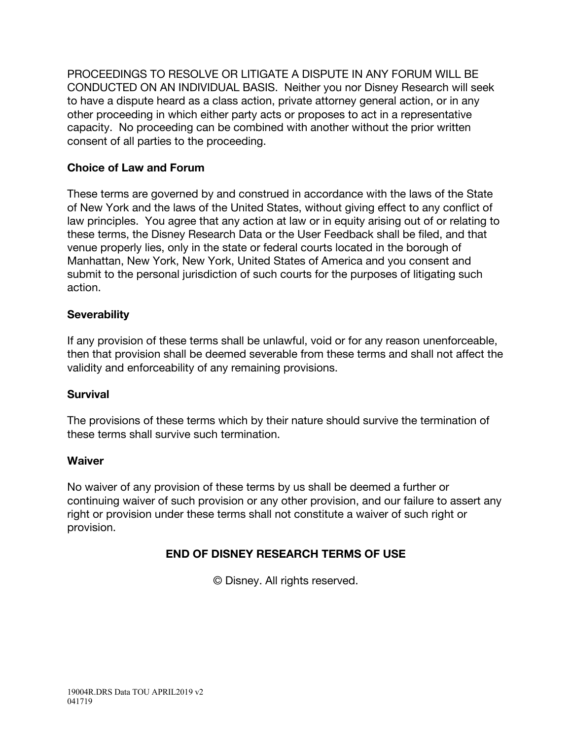PROCEEDINGS TO RESOLVE OR LITIGATE A DISPUTE IN ANY FORUM WILL BE CONDUCTED ON AN INDIVIDUAL BASIS. Neither you nor Disney Research will seek to have a dispute heard as a class action, private attorney general action, or in any other proceeding in which either party acts or proposes to act in a representative capacity. No proceeding can be combined with another without the prior written consent of all parties to the proceeding.

**Choice of Law and Forum**

These terms are governed by and construed in accordance with the laws of the State of New York and the laws of the United States, without giving effect to any conflict of law principles. You agree that any action at law or in equity arising out of or relating to these terms, the Disney Research Data or the User Feedback shall be filed, and that venue properly lies, only in the state or federal courts located in the borough of Manhattan, New York, New York, United States of America and you consent and submit to the personal jurisdiction of such courts for the purposes of litigating such action.

**Severability**

If any provision of these terms shall be unlawful, void or for any reason unenforceable, then that provision shall be deemed severable from these terms and shall not affect the validity and enforceability of any remaining provisions.

**Survival**

The provisions of these terms which by their nature should survive the termination of these terms shall survive such termination.

**Waiver**

No waiver of any provision of these terms by us shall be deemed a further or continuing waiver of such provision or any other provision, and our failure to assert any right or provision under these terms shall not constitute a waiver of such right or provision.

**END OF DISNEY RESEARCH TERMS OF USE**

© Disney. All rights reserved.

19004R.DRS Data TOU APRIL2019 v2
041719